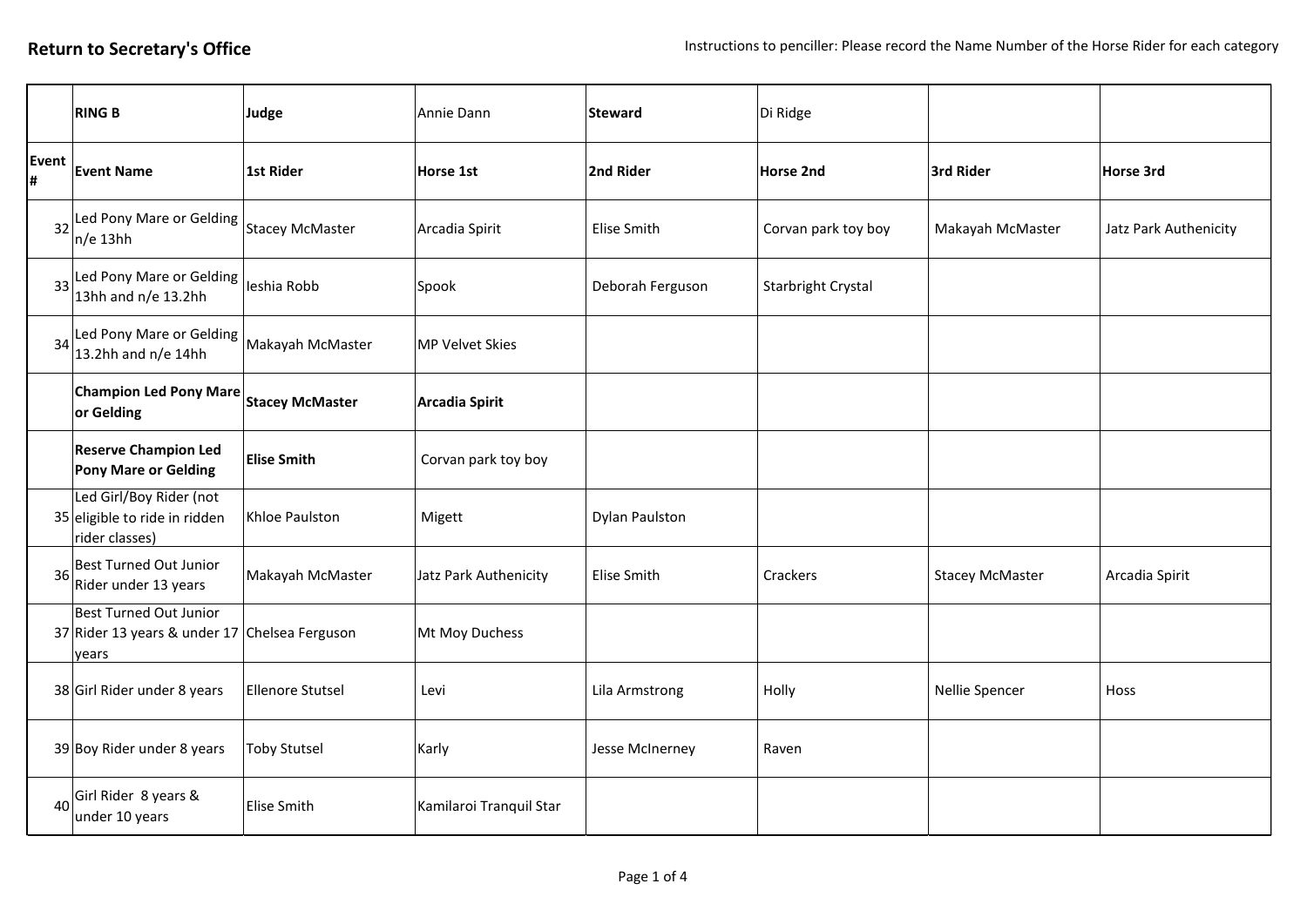**Return to Secretary's Office**

Instructions to penciller: Please record the Name Number of the Horse Rider for each category

| | **RING B** | **Judge** | Annie Dann | **Steward** | Di Ridge | | |
|---|---|---|---|---|---|---|---|
| **Event #** | **Event Name** | **1st Rider** | **Horse 1st** | **2nd Rider** | **Horse 2nd** | **3rd Rider** | **Horse 3rd** |
| 32 | Led Pony Mare or Gelding n/e 13hh | Stacey McMaster | Arcadia Spirit | Elise Smith | Corvan park toy boy | Makayah McMaster | Jatz Park Authenicity |
| 33 | Led Pony Mare or Gelding 13hh and n/e 13.2hh | Ieshia Robb | Spook | Deborah Ferguson | Starbright Crystal | | |
| 34 | Led Pony Mare or Gelding 13.2hh and n/e 14hh | Makayah McMaster | MP Velvet Skies | | | | |
| | **Champion Led Pony Mare or Gelding** | **Stacey McMaster** | **Arcadia Spirit** | | | | |
| | **Reserve Champion Led Pony Mare or Gelding** | **Elise Smith** | Corvan park toy boy | | | | |
| 35 | Led Girl/Boy Rider (not eligible to ride in ridden rider classes) | Khloe Paulston | Migett | Dylan Paulston | | | |
| 36 | Best Turned Out Junior Rider under 13 years | Makayah McMaster | Jatz Park Authenicity | Elise Smith | Crackers | Stacey McMaster | Arcadia Spirit |
| 37 | Best Turned Out Junior Rider 13 years & under 17 years | Chelsea Ferguson | Mt Moy Duchess | | | | |
| 38 | Girl Rider under 8 years | Ellenore Stutsel | Levi | Lila Armstrong | Holly | Nellie Spencer | Hoss |
| 39 | Boy Rider under 8 years | Toby Stutsel | Karly | Jesse McInerney | Raven | | |
| 40 | Girl Rider 8 years & under 10 years | Elise Smith | Kamilaroi Tranquil Star | | | | |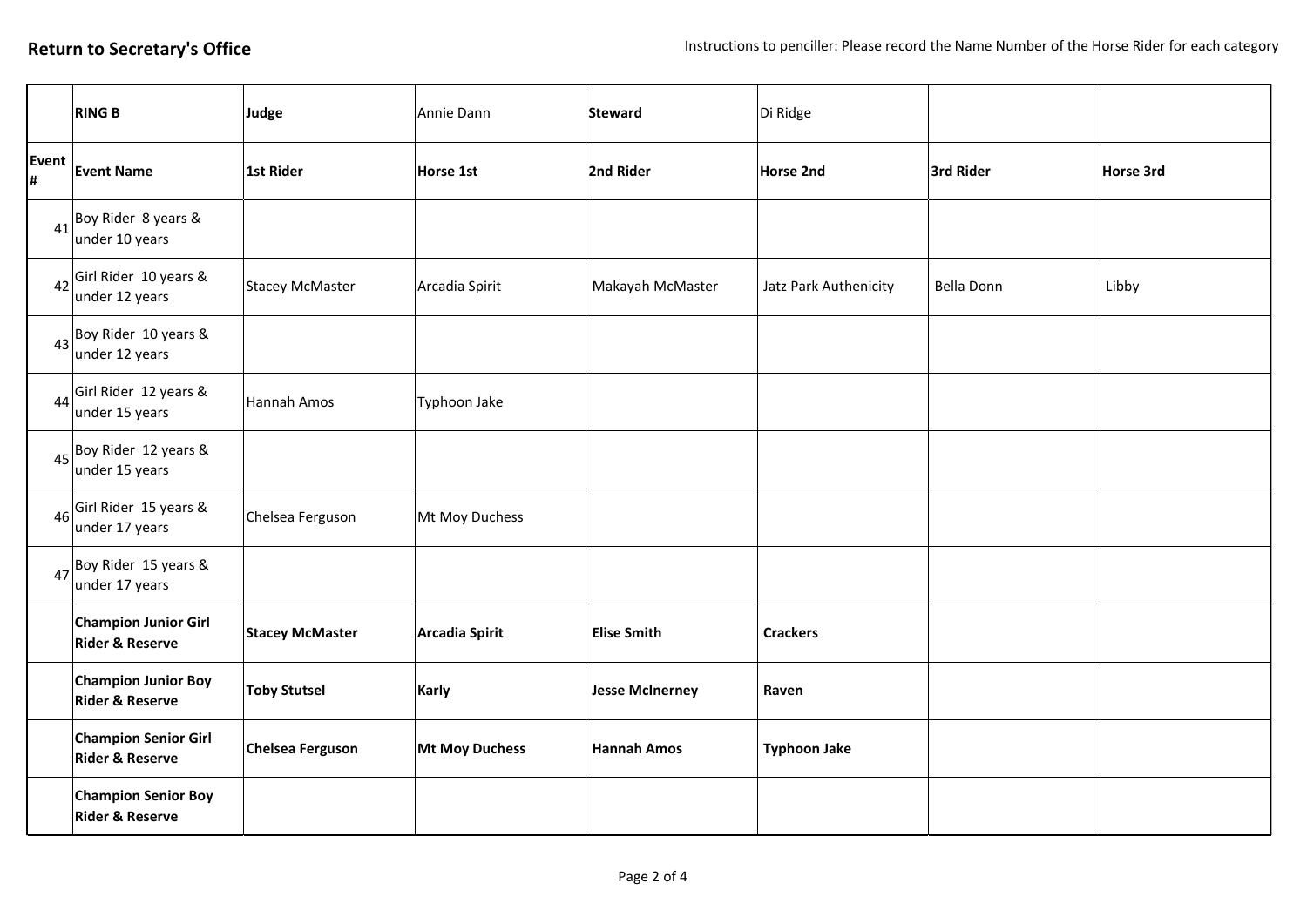**Return to Secretary's Office**

Instructions to penciller: Please record the Name Number of the Horse Rider for each category

| | **RING B** | **Judge** | Annie Dann | **Steward** | Di Ridge | | |
|---|---|---|---|---|---|---|---|
| **Event #** | **Event Name** | **1st Rider** | **Horse 1st** | **2nd Rider** | **Horse 2nd** | **3rd Rider** | **Horse 3rd** |
| 41 | Boy Rider 8 years & under 10 years | | | | | | |
| 42 | Girl Rider 10 years & under 12 years | Stacey McMaster | Arcadia Spirit | Makayah McMaster | Jatz Park Authenicity | Bella Donn | Libby |
| 43 | Boy Rider 10 years & under 12 years | | | | | | |
| 44 | Girl Rider 12 years & under 15 years | Hannah Amos | Typhoon Jake | | | | |
| 45 | Boy Rider 12 years & under 15 years | | | | | | |
| 46 | Girl Rider 15 years & under 17 years | Chelsea Ferguson | Mt Moy Duchess | | | | |
| 47 | Boy Rider 15 years & under 17 years | | | | | | |
| | **Champion Junior Girl Rider & Reserve** | **Stacey McMaster** | **Arcadia Spirit** | **Elise Smith** | **Crackers** | | |
| | **Champion Junior Boy Rider & Reserve** | **Toby Stutsel** | **Karly** | **Jesse McInerney** | **Raven** | | |
| | **Champion Senior Girl Rider & Reserve** | **Chelsea Ferguson** | **Mt Moy Duchess** | **Hannah Amos** | **Typhoon Jake** | | |
| | **Champion Senior Boy Rider & Reserve** | | | | | | |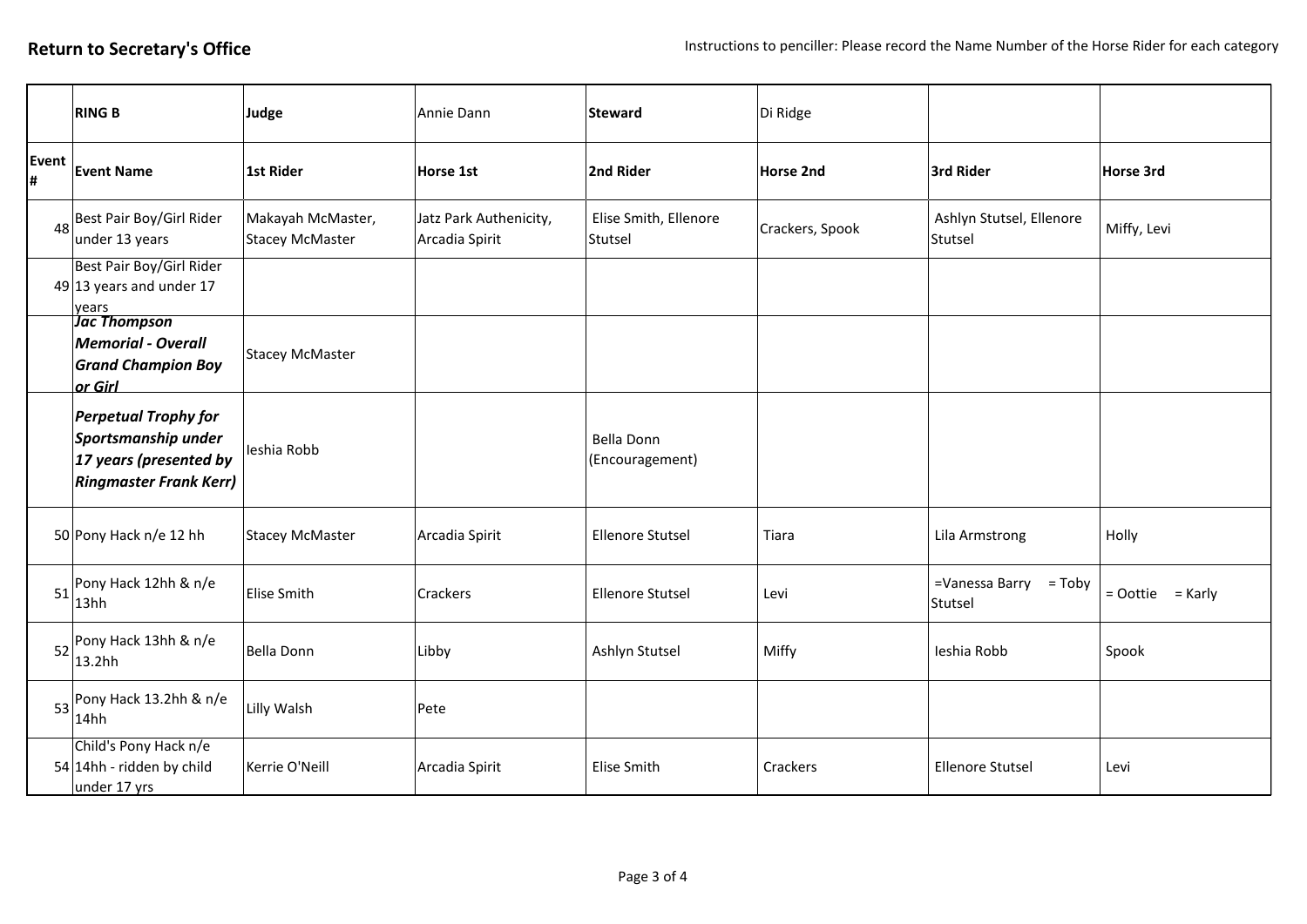**Return to Secretary's Office**

Instructions to penciller: Please record the Name Number of the Horse Rider for each category

| | **RING B** | **Judge** | Annie Dann | **Steward** | Di Ridge | | |
|---|---|---|---|---|---|---|---|
| **Event #** | **Event Name** | **1st Rider** | **Horse 1st** | **2nd Rider** | **Horse 2nd** | **3rd Rider** | **Horse 3rd** |
| 48 | Best Pair Boy/Girl Rider under 13 years | Makayah McMaster, Stacey McMaster | Jatz Park Authenicity, Arcadia Spirit | Elise Smith, Ellenore Stutsel | Crackers, Spook | Ashlyn Stutsel, Ellenore Stutsel | Miffy, Levi |
| 49 | Best Pair Boy/Girl Rider 13 years and under 17 years | | | | | | |
| | ***Jac Thompson Memorial - Overall Grand Champion Boy or Girl*** | Stacey McMaster | | | | | |
| | ***Perpetual Trophy for Sportsmanship under 17 years (presented by Ringmaster Frank Kerr)*** | Ieshia Robb | | Bella Donn (Encouragement) | | | |
| 50 | Pony Hack n/e 12 hh | Stacey McMaster | Arcadia Spirit | Ellenore Stutsel | Tiara | Lila Armstrong | Holly |
| 51 | Pony Hack 12hh & n/e 13hh | Elise Smith | Crackers | Ellenore Stutsel | Levi | =Vanessa Barry = Toby Stutsel | = Oottie = Karly |
| 52 | Pony Hack 13hh & n/e 13.2hh | Bella Donn | Libby | Ashlyn Stutsel | Miffy | Ieshia Robb | Spook |
| 53 | Pony Hack 13.2hh & n/e 14hh | Lilly Walsh | Pete | | | | |
| 54 | Child's Pony Hack n/e 14hh - ridden by child under 17 yrs | Kerrie O'Neill | Arcadia Spirit | Elise Smith | Crackers | Ellenore Stutsel | Levi |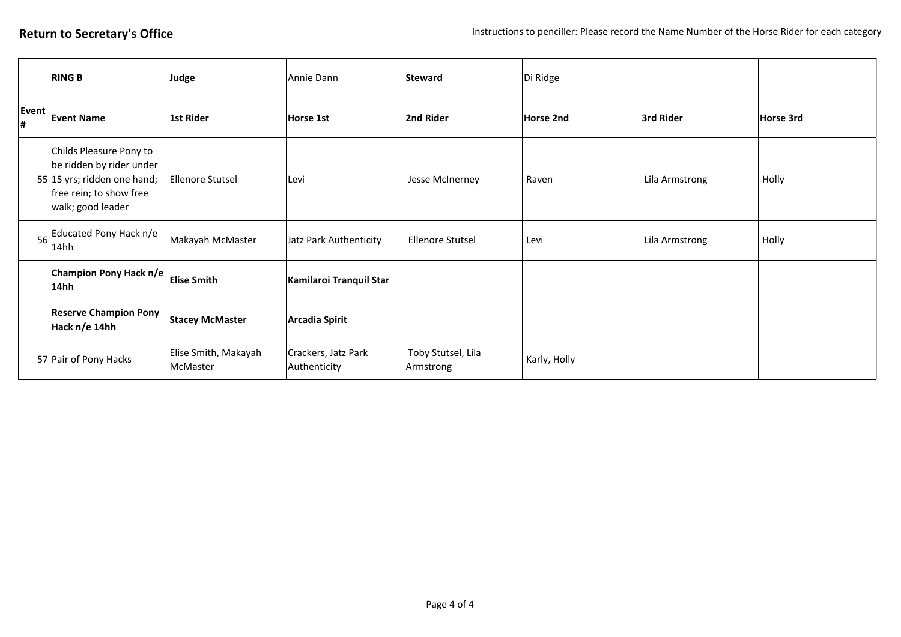**Return to Secretary's Office**

Instructions to penciller: Please record the Name Number of the Horse Rider for each category

| | RING B | Judge | Annie Dann | Steward | Di Ridge | | |
|---|---|---|---|---|---|---|---|
| **Event #** | **Event Name** | **1st Rider** | **Horse 1st** | **2nd Rider** | **Horse 2nd** | **3rd Rider** | **Horse 3rd** |
| 55 | Childs Pleasure Pony to be ridden by rider under 15 yrs; ridden one hand; free rein; to show free walk; good leader | Ellenore Stutsel | Levi | Jesse McInerney | Raven | Lila Armstrong | Holly |
| 56 | Educated Pony Hack n/e 14hh | Makayah McMaster | Jatz Park Authenticity | Ellenore Stutsel | Levi | Lila Armstrong | Holly |
| | **Champion Pony Hack n/e 14hh** | **Elise Smith** | **Kamilaroi Tranquil Star** | | | | |
| | **Reserve Champion Pony Hack n/e 14hh** | **Stacey McMaster** | **Arcadia Spirit** | | | | |
| 57 | Pair of Pony Hacks | Elise Smith, Makayah McMaster | Crackers, Jatz Park Authenticity | Toby Stutsel, Lila Armstrong | Karly, Holly | | |